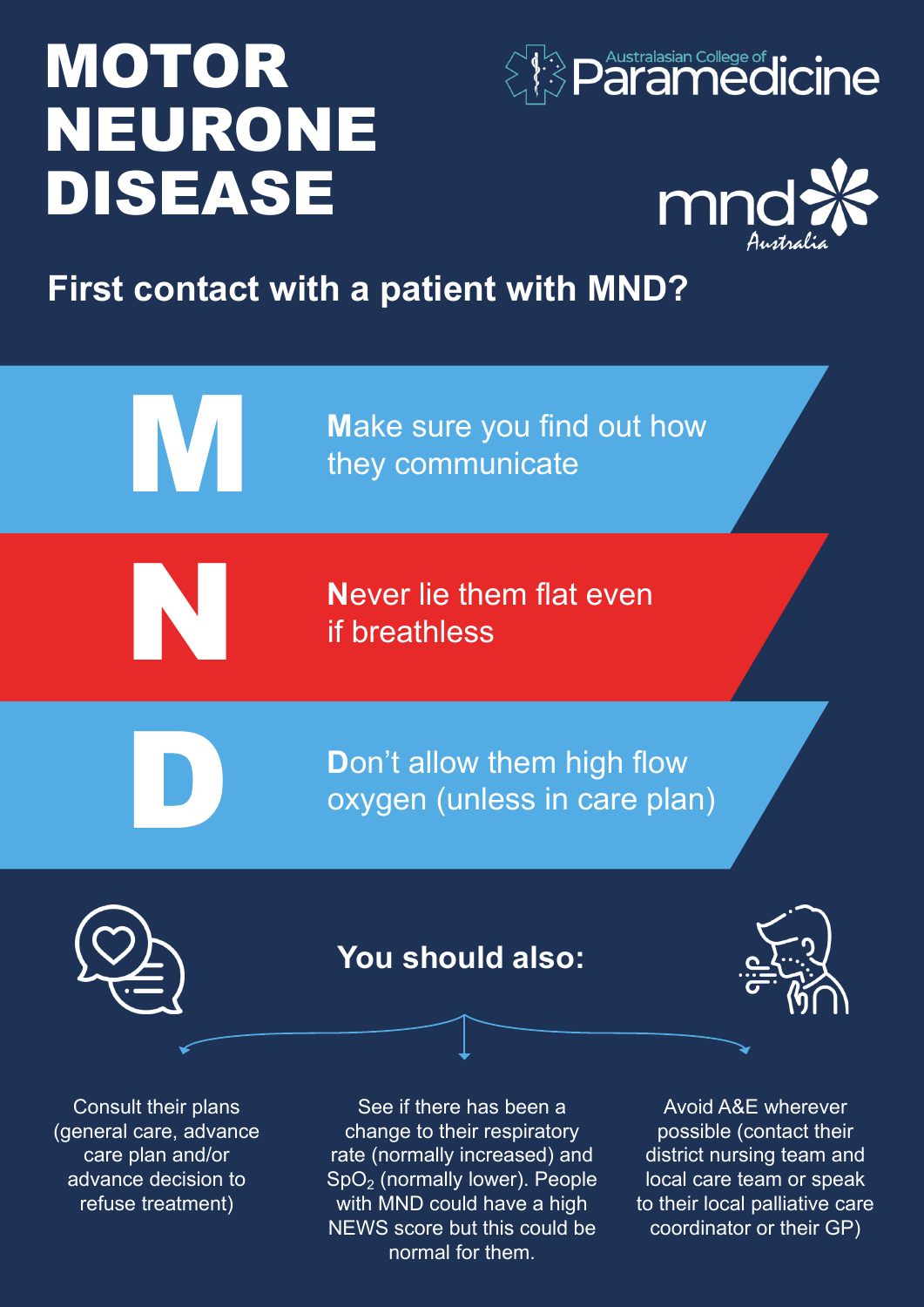# MOTOR NEURONE DISEASE

Australasian College of Paramedicine

mnd Australia

## First contact with a patient with MND?

**M** — **M**ake sure you find out how they communicate

**N** — **N**ever lie them flat even if breathless

**D** — **D**on't allow them high flow oxygen (unless in care plan)

### You should also:

- Consult their plans (general care, advance care plan and/or advance decision to refuse treatment)
- See if there has been a change to their respiratory rate (normally increased) and $SpO_2$ (normally lower). People with MND could have a high NEWS score but this could be normal for them.
- Avoid A&E wherever possible (contact their district nursing team and local care team or speak to their local palliative care coordinator or their GP)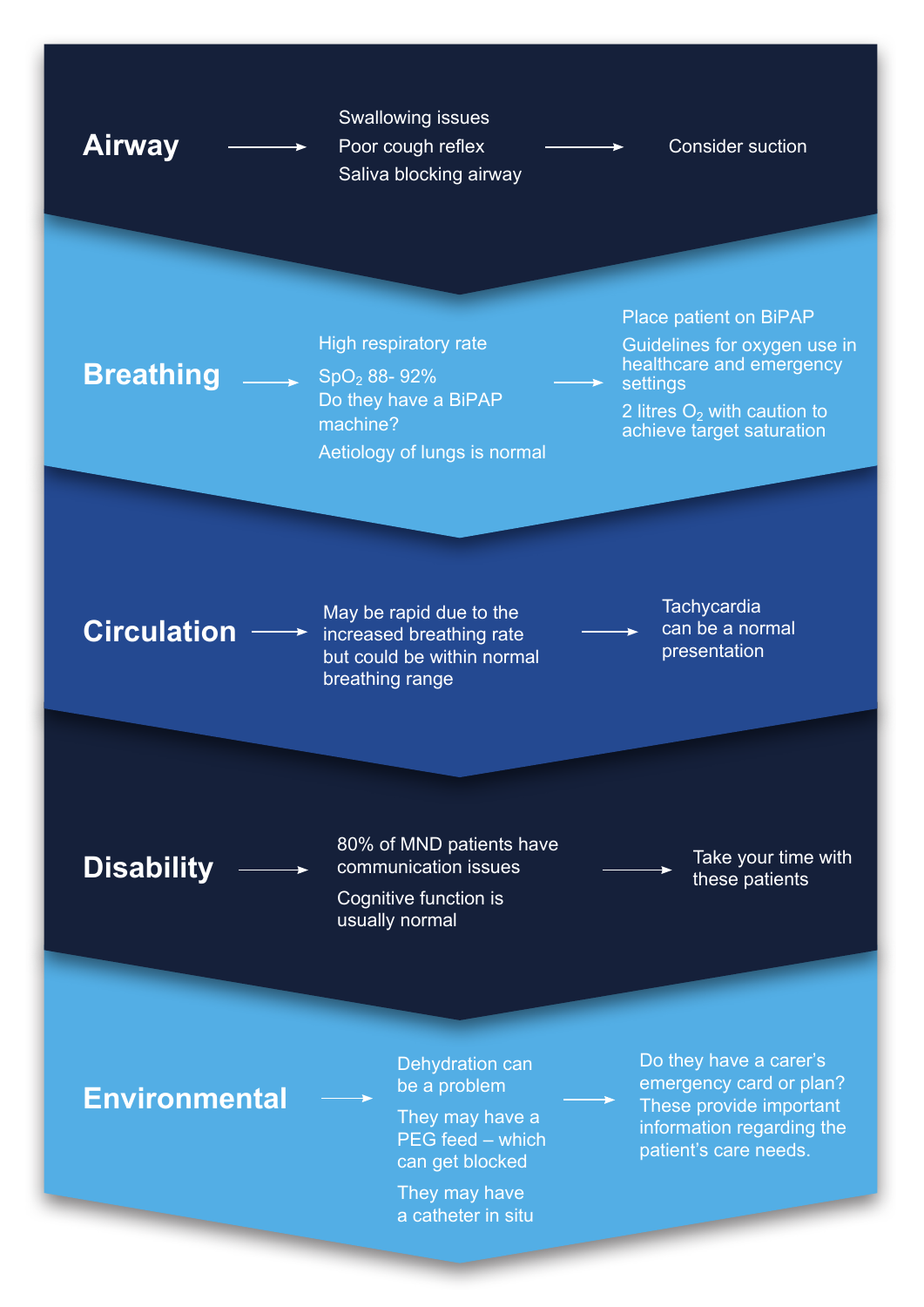## Airway

→ Swallowing issues
Poor cough reflex
Saliva blocking airway

→ Consider suction

## Breathing

→ High respiratory rate
$SpO_2$ 88- 92%
Do they have a BiPAP machine?
Aetiology of lungs is normal

→ Place patient on BiPAP
Guidelines for oxygen use in healthcare and emergency settings
2 litres $O_2$ with caution to achieve target saturation

## Circulation

→ May be rapid due to the increased breathing rate but could be within normal breathing range

→ Tachycardia can be a normal presentation

## Disability

→ 80% of MND patients have communication issues
Cognitive function is usually normal

→ Take your time with these patients

## Environmental

→ Dehydration can be a problem
They may have a PEG feed – which can get blocked
They may have a catheter in situ

→ Do they have a carer's emergency card or plan? These provide important information regarding the patient's care needs.